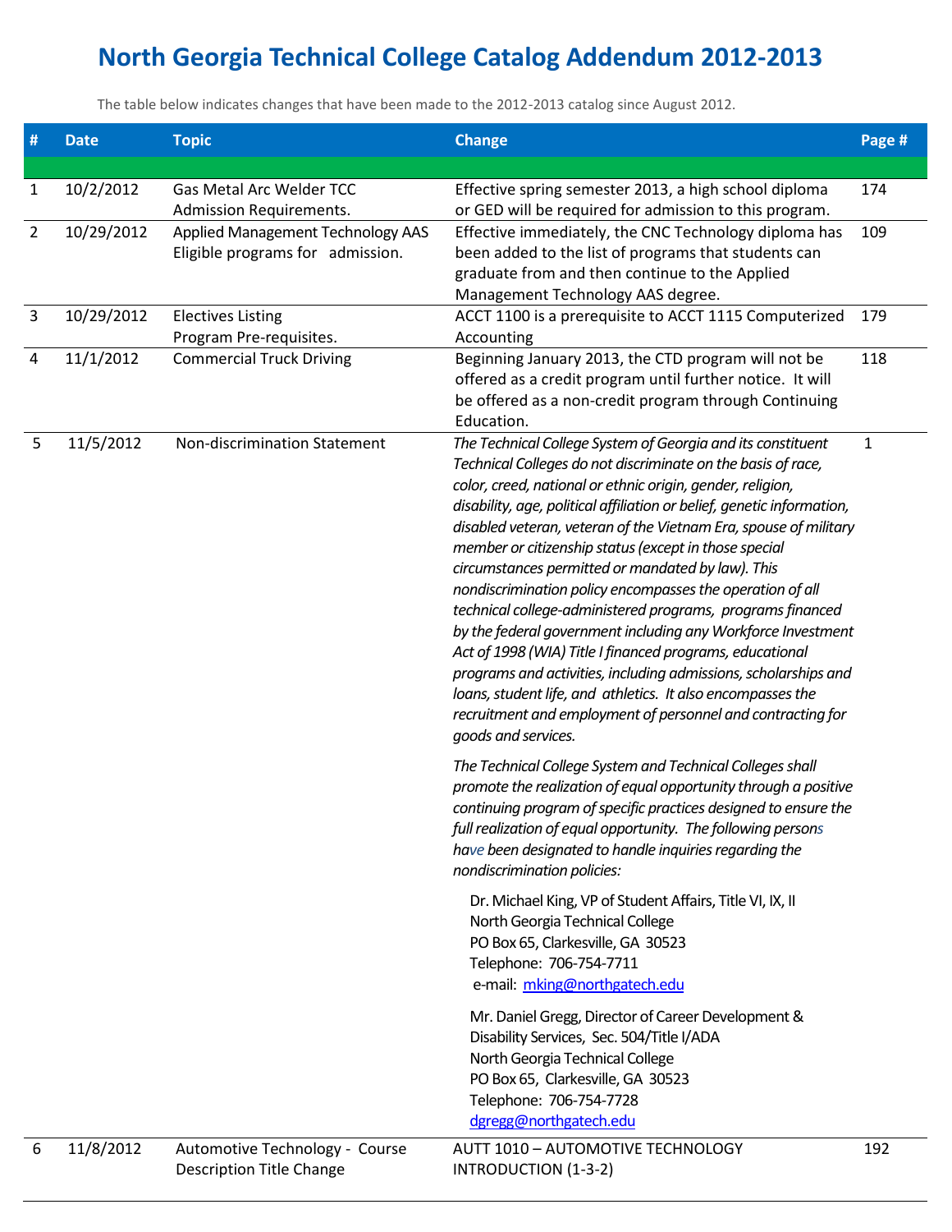# North Georgia Technical College Catalog Addendum 2012-2013

The table below indicates changes that have been made to the 2012-2013 catalog since August 2012.

| # | Date | Topic | Change | Page # |
|---|---|---|---|---|
| | | | | |
| 1 | 10/2/2012 | Gas Metal Arc Welder TCC Admission Requirements. | Effective spring semester 2013, a high school diploma or GED will be required for admission to this program. | 174 |
| 2 | 10/29/2012 | Applied Management Technology AAS Eligible programs for admission. | Effective immediately, the CNC Technology diploma has been added to the list of programs that students can graduate from and then continue to the Applied Management Technology AAS degree. | 109 |
| 3 | 10/29/2012 | Electives Listing Program Pre-requisites. | ACCT 1100 is a prerequisite to ACCT 1115 Computerized Accounting | 179 |
| 4 | 11/1/2012 | Commercial Truck Driving | Beginning January 2013, the CTD program will not be offered as a credit program until further notice. It will be offered as a non-credit program through Continuing Education. | 118 |
| 5 | 11/5/2012 | Non-discrimination Statement | *The Technical College System of Georgia and its constituent Technical Colleges do not discriminate on the basis of race, color, creed, national or ethnic origin, gender, religion, disability, age, political affiliation or belief, genetic information, disabled veteran, veteran of the Vietnam Era, spouse of military member or citizenship status (except in those special circumstances permitted or mandated by law). This nondiscrimination policy encompasses the operation of all technical college-administered programs, programs financed by the federal government including any Workforce Investment Act of 1998 (WIA) Title I financed programs, educational programs and activities, including admissions, scholarships and loans, student life, and athletics. It also encompasses the recruitment and employment of personnel and contracting for goods and services.*<br><br>*The Technical College System and Technical Colleges shall promote the realization of equal opportunity through a positive continuing program of specific practices designed to ensure the full realization of equal opportunity. The following persons have been designated to handle inquiries regarding the nondiscrimination policies:*<br><br>Dr. Michael King, VP of Student Affairs, Title VI, IX, II<br>North Georgia Technical College<br>PO Box 65, Clarkesville, GA 30523<br>Telephone: 706-754-7711<br>e-mail: mking@northgatech.edu<br><br>Mr. Daniel Gregg, Director of Career Development & Disability Services, Sec. 504/Title I/ADA<br>North Georgia Technical College<br>PO Box 65, Clarkesville, GA 30523<br>Telephone: 706-754-7728<br>dgregg@northgatech.edu | 1 |
| 6 | 11/8/2012 | Automotive Technology - Course Description Title Change | AUTT 1010 – AUTOMOTIVE TECHNOLOGY INTRODUCTION (1-3-2) | 192 |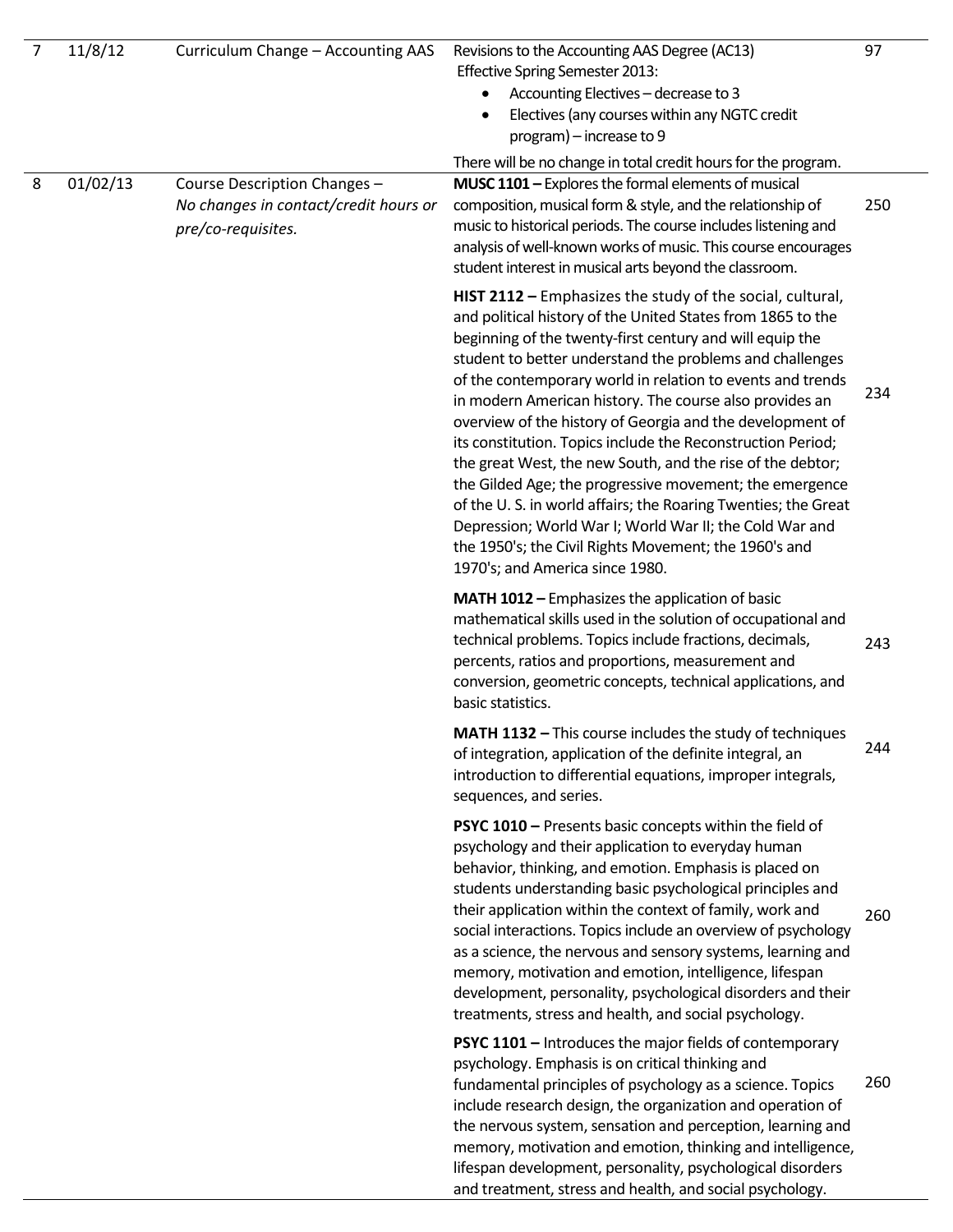| | | | | |
|---|---|---|---|---|
| 7 | 11/8/12 | Curriculum Change – Accounting AAS | Revisions to the Accounting AAS Degree (AC13) Effective Spring Semester 2013:<br>• Accounting Electives – decrease to 3<br>• Electives (any courses within any NGTC credit program) – increase to 9<br><br>There will be no change in total credit hours for the program. | 97 |
| 8 | 01/02/13 | Course Description Changes – *No changes in contact/credit hours or pre/co-requisites.* | **MUSC 1101 –** Explores the formal elements of musical composition, musical form & style, and the relationship of music to historical periods. The course includes listening and analysis of well-known works of music. This course encourages student interest in musical arts beyond the classroom. | 250 |
| | | | **HIST 2112 –** Emphasizes the study of the social, cultural, and political history of the United States from 1865 to the beginning of the twenty-first century and will equip the student to better understand the problems and challenges of the contemporary world in relation to events and trends in modern American history. The course also provides an overview of the history of Georgia and the development of its constitution. Topics include the Reconstruction Period; the great West, the new South, and the rise of the debtor; the Gilded Age; the progressive movement; the emergence of the U. S. in world affairs; the Roaring Twenties; the Great Depression; World War I; World War II; the Cold War and the 1950's; the Civil Rights Movement; the 1960's and 1970's; and America since 1980. | 234 |
| | | | **MATH 1012 –** Emphasizes the application of basic mathematical skills used in the solution of occupational and technical problems. Topics include fractions, decimals, percents, ratios and proportions, measurement and conversion, geometric concepts, technical applications, and basic statistics. | 243 |
| | | | **MATH 1132 –** This course includes the study of techniques of integration, application of the definite integral, an introduction to differential equations, improper integrals, sequences, and series. | 244 |
| | | | **PSYC 1010 –** Presents basic concepts within the field of psychology and their application to everyday human behavior, thinking, and emotion. Emphasis is placed on students understanding basic psychological principles and their application within the context of family, work and social interactions. Topics include an overview of psychology as a science, the nervous and sensory systems, learning and memory, motivation and emotion, intelligence, lifespan development, personality, psychological disorders and their treatments, stress and health, and social psychology. | 260 |
| | | | **PSYC 1101 –** Introduces the major fields of contemporary psychology. Emphasis is on critical thinking and fundamental principles of psychology as a science. Topics include research design, the organization and operation of the nervous system, sensation and perception, learning and memory, motivation and emotion, thinking and intelligence, lifespan development, personality, psychological disorders and treatment, stress and health, and social psychology. | 260 |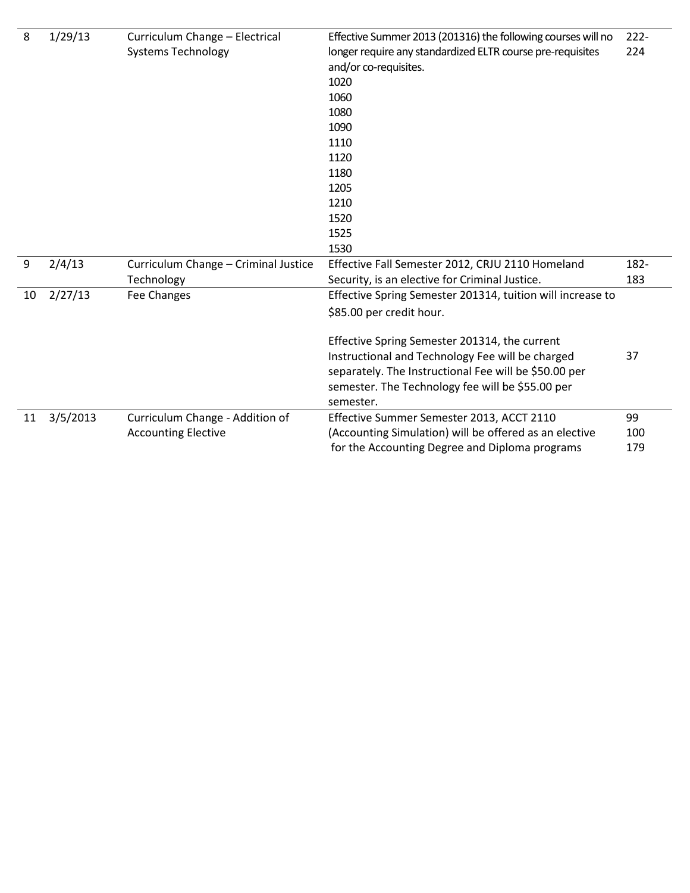| | | | | |
|---|---|---|---|---|
| 8 | 1/29/13 | Curriculum Change – Electrical Systems Technology | Effective Summer 2013 (201316) the following courses will no longer require any standardized ELTR course pre-requisites and/or co-requisites.<br>1020<br>1060<br>1080<br>1090<br>1110<br>1120<br>1180<br>1205<br>1210<br>1520<br>1525<br>1530 | 222-224 |
| 9 | 2/4/13 | Curriculum Change – Criminal Justice Technology | Effective Fall Semester 2012, CRJU 2110 Homeland Security, is an elective for Criminal Justice. | 182-183 |
| 10 | 2/27/13 | Fee Changes | Effective Spring Semester 201314, tuition will increase to $85.00 per credit hour.<br><br>Effective Spring Semester 201314, the current Instructional and Technology Fee will be charged separately. The Instructional Fee will be $50.00 per semester. The Technology fee will be $55.00 per semester. | 37 |
| 11 | 3/5/2013 | Curriculum Change - Addition of Accounting Elective | Effective Summer Semester 2013, ACCT 2110 (Accounting Simulation) will be offered as an elective for the Accounting Degree and Diploma programs | 99<br>100<br>179 |